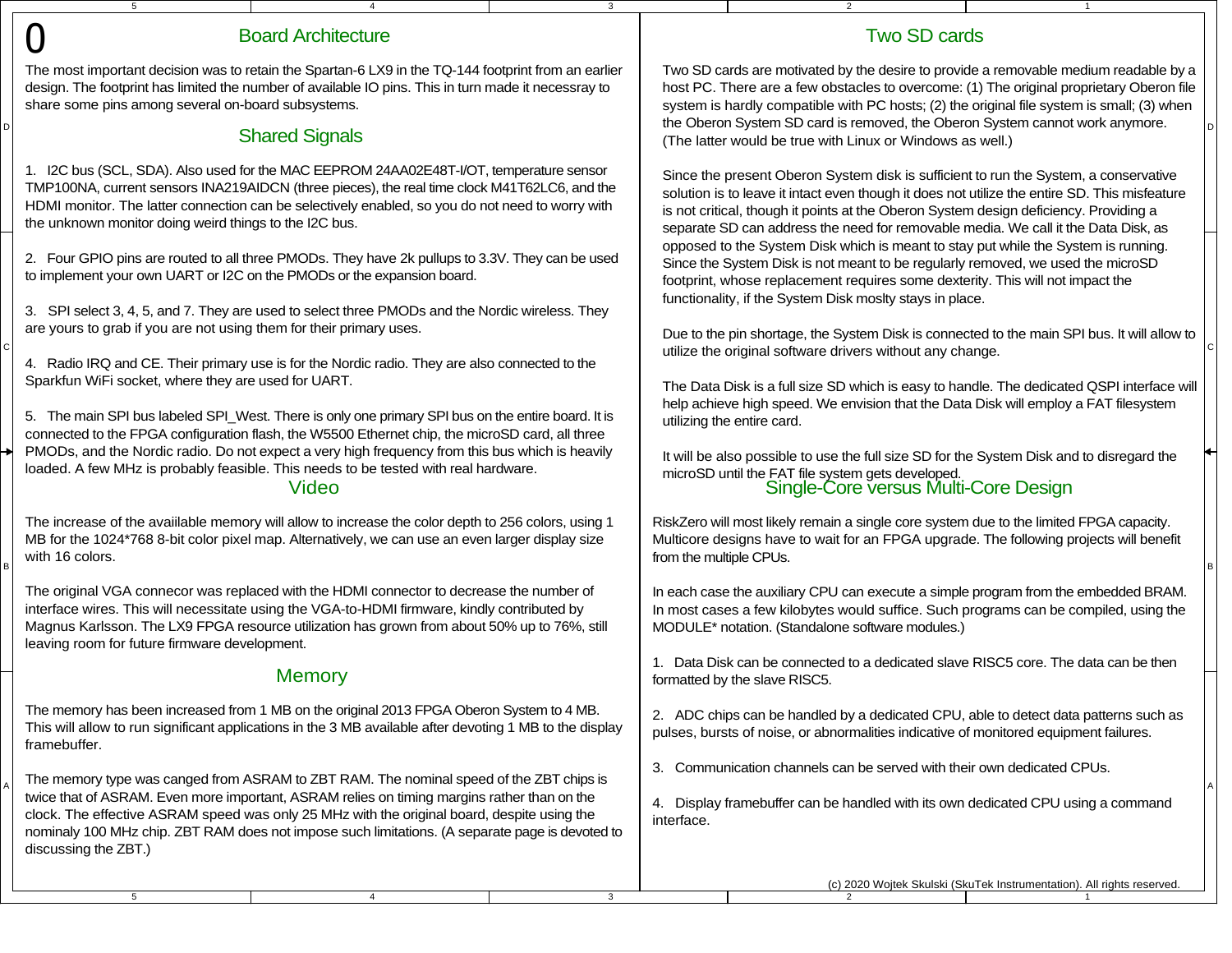0

## Board Architecture

The most important decision was to retain the Spartan-6 LX9 in the TQ-144 footprint from an earlier design. The footprint has limited the number of available IO pins. This in turn made it necessray to share some pins among several on-board subsystems.

## Shared Signals

1. I2C bus (SCL, SDA). Also used for the MAC EEPROM 24AA02E48T-I/OT, temperature sensor TMP100NA, current sensors INA219AIDCN (three pieces), the real time clock M41T62LC6, and the HDMI monitor. The latter connection can be selectively enabled, so you do not need to worry with the unknown monitor doing weird things to the I2C bus.

2. Four GPIO pins are routed to all three PMODs. They have 2k pullups to 3.3V. They can be used to implement your own UART or I2C on the PMODs or the expansion board.

3. SPI select 3, 4, 5, and 7. They are used to select three PMODs and the Nordic wireless. They are yours to grab if you are not using them for their primary uses.

4. Radio IRQ and CE. Their primary use is for the Nordic radio. They are also connected to the Sparkfun WiFi socket, where they are used for UART.

5. The main SPI bus labeled SPI_West. There is only one primary SPI bus on the entire board. It is connected to the FPGA configuration flash, the W5500 Ethernet chip, the microSD card, all three PMODs, and the Nordic radio. Do not expect a very high frequency from this bus which is heavily loaded. A few MHz is probably feasible. This needs to be tested with real hardware.

## Video

The increase of the avaiilable memory will allow to increase the color depth to 256 colors, using 1 MB for the 1024*768 8-bit color pixel map. Alternatively, we can use an even larger display size with 16 colors.

The original VGA connecor was replaced with the HDMI connector to decrease the number of interface wires. This will necessitate using the VGA-to-HDMI firmware, kindly contributed by Magnus Karlsson. The LX9 FPGA resource utilization has grown from about 50% up to 76%, still leaving room for future firmware development.

## Memory

The memory has been increased from 1 MB on the original 2013 FPGA Oberon System to 4 MB. This will allow to run significant applications in the 3 MB available after devoting 1 MB to the display framebuffer.

The memory type was canged from ASRAM to ZBT RAM. The nominal speed of the ZBT chips is twice that of ASRAM. Even more important, ASRAM relies on timing margins rather than on the clock. The effective ASRAM speed was only 25 MHz with the original board, despite using the nominaly 100 MHz chip. ZBT RAM does not impose such limitations. (A separate page is devoted to discussing the ZBT.)

## Two SD cards

Two SD cards are motivated by the desire to provide a removable medium readable by a host PC. There are a few obstacles to overcome: (1) The original proprietary Oberon file system is hardly compatible with PC hosts; (2) the original file system is small; (3) when the Oberon System SD card is removed, the Oberon System cannot work anymore. (The latter would be true with Linux or Windows as well.)

Since the present Oberon System disk is sufficient to run the System, a conservative solution is to leave it intact even though it does not utilize the entire SD. This misfeature is not critical, though it points at the Oberon System design deficiency. Providing a separate SD can address the need for removable media. We call it the Data Disk, as opposed to the System Disk which is meant to stay put while the System is running. Since the System Disk is not meant to be regularly removed, we used the microSD footprint, whose replacement requires some dexterity. This will not impact the functionality, if the System Disk moslty stays in place.

Due to the pin shortage, the System Disk is connected to the main SPI bus. It will allow to utilize the original software drivers without any change.

The Data Disk is a full size SD which is easy to handle. The dedicated QSPI interface will help achieve high speed. We envision that the Data Disk will employ a FAT filesystem utilizing the entire card.

It will be also possible to use the full size SD for the System Disk and to disregard the microSD until the FAT file system gets developed.

## Single-Core versus Multi-Core Design

RiskZero will most likely remain a single core system due to the limited FPGA capacity. Multicore designs have to wait for an FPGA upgrade. The following projects will benefit from the multiple CPUs.

In each case the auxiliary CPU can execute a simple program from the embedded BRAM. In most cases a few kilobytes would suffice. Such programs can be compiled, using the MODULE* notation. (Standalone software modules.)

1. Data Disk can be connected to a dedicated slave RISC5 core. The data can be then formatted by the slave RISC5.

2. ADC chips can be handled by a dedicated CPU, able to detect data patterns such as pulses, bursts of noise, or abnormalities indicative of monitored equipment failures.

3. Communication channels can be served with their own dedicated CPUs.

4. Display framebuffer can be handled with its own dedicated CPU using a command interface.

(c) 2020 Wojtek Skulski (SkuTek Instrumentation). All rights reserved.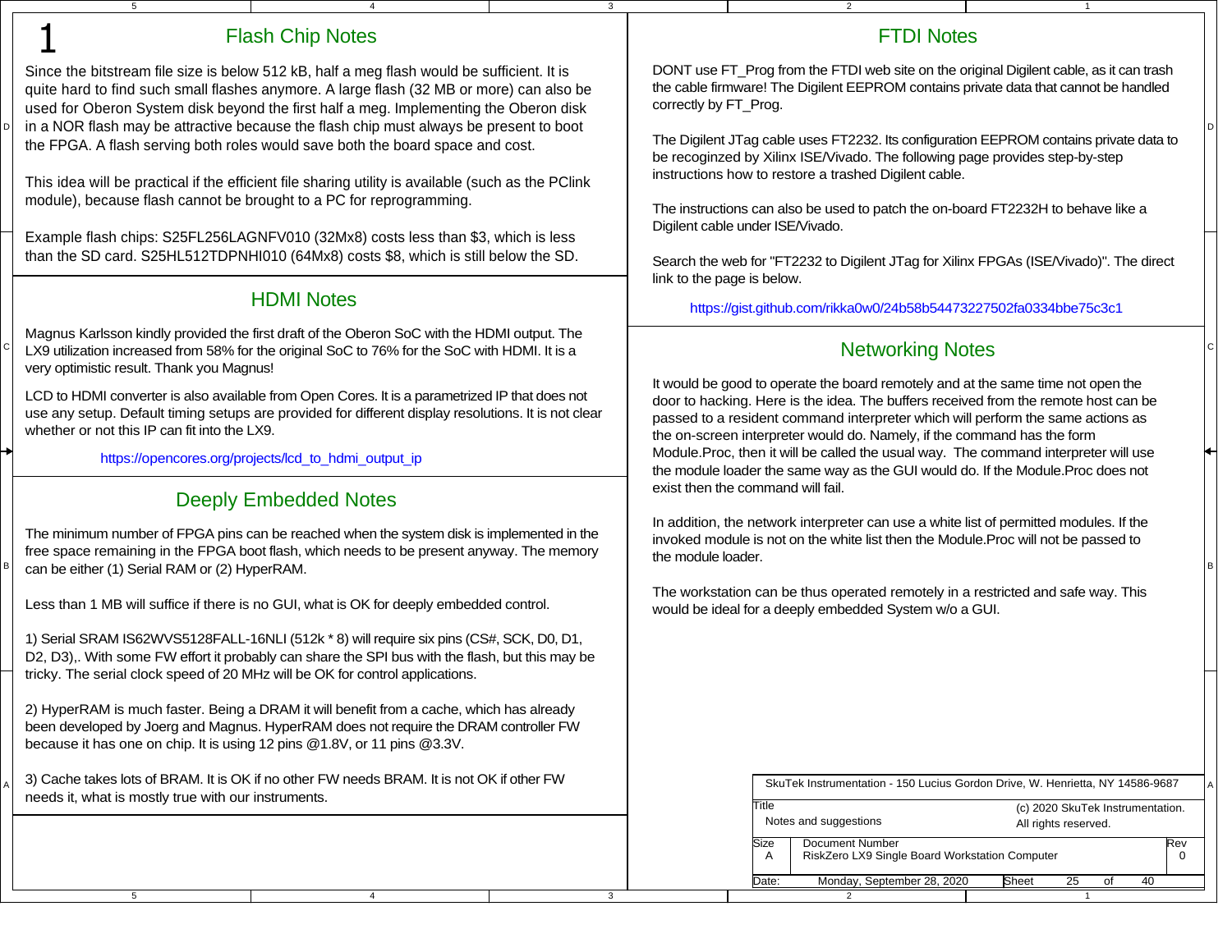1

## Flash Chip Notes

Since the bitstream file size is below 512 kB, half a meg flash would be sufficient. It is quite hard to find such small flashes anymore. A large flash (32 MB or more) can also be used for Oberon System disk beyond the first half a meg. Implementing the Oberon disk in a NOR flash may be attractive because the flash chip must always be present to boot the FPGA. A flash serving both roles would save both the board space and cost.

This idea will be practical if the efficient file sharing utility is available (such as the PClink module), because flash cannot be brought to a PC for reprogramming.

Example flash chips: S25FL256LAGNFV010 (32Mx8) costs less than $3, which is less than the SD card. S25HL512TDPNHI010 (64Mx8) costs $8, which is still below the SD.

## HDMI Notes

Magnus Karlsson kindly provided the first draft of the Oberon SoC with the HDMI output. The LX9 utilization increased from 58% for the original SoC to 76% for the SoC with HDMI. It is a very optimistic result. Thank you Magnus!

LCD to HDMI converter is also available from Open Cores. It is a parametrized IP that does not use any setup. Default timing setups are provided for different display resolutions. It is not clear whether or not this IP can fit into the LX9.

https://opencores.org/projects/lcd_to_hdmi_output_ip

## Deeply Embedded Notes

The minimum number of FPGA pins can be reached when the system disk is implemented in the free space remaining in the FPGA boot flash, which needs to be present anyway. The memory can be either (1) Serial RAM or (2) HyperRAM.

Less than 1 MB will suffice if there is no GUI, what is OK for deeply embedded control.

1) Serial SRAM IS62WVS5128FALL-16NLI (512k * 8) will require six pins (CS#, SCK, D0, D1, D2, D3),. With some FW effort it probably can share the SPI bus with the flash, but this may be tricky. The serial clock speed of 20 MHz will be OK for control applications.

2) HyperRAM is much faster. Being a DRAM it will benefit from a cache, which has already been developed by Joerg and Magnus. HyperRAM does not require the DRAM controller FW because it has one on chip. It is using 12 pins @1.8V, or 11 pins @3.3V.

3) Cache takes lots of BRAM. It is OK if no other FW needs BRAM. It is not OK if other FW needs it, what is mostly true with our instruments.

## FTDI Notes

DONT use FT_Prog from the FTDI web site on the original Digilent cable, as it can trash the cable firmware! The Digilent EEPROM contains private data that cannot be handled correctly by FT_Prog.

The Digilent JTag cable uses FT2232. Its configuration EEPROM contains private data to be recognized by Xilinx ISE/Vivado. The following page provides step-by-step instructions how to restore a trashed Digilent cable.

The instructions can also be used to patch the on-board FT2232H to behave like a Digilent cable under ISE/Vivado.

Search the web for "FT2232 to Digilent JTag for Xilinx FPGAs (ISE/Vivado)". The direct link to the page is below.

https://gist.github.com/rikka0w0/24b58b54473227502fa0334bbe75c3c1

## Networking Notes

It would be good to operate the board remotely and at the same time not open the door to hacking. Here is the idea. The buffers received from the remote host can be passed to a resident command interpreter which will perform the same actions as the on-screen interpreter would do. Namely, if the command has the form Module.Proc, then it will be called the usual way. The command interpreter will use the module loader the same way as the GUI would do. If the Module.Proc does not exist then the command will fail.

In addition, the network interpreter can use a white list of permitted modules. If the invoked module is not on the white list then the Module.Proc will not be passed to the module loader.

The workstation can be thus operated remotely in a restricted and safe way. This would be ideal for a deeply embedded System w/o a GUI.

| SkuTek Instrumentation - 150 Lucius Gordon Drive, W. Henrietta, NY 14586-9687 | | |
|---|---|---|
| Title: Notes and suggestions | (c) 2020 SkuTek Instrumentation. All rights reserved. | |
| Size: A | Document Number: RiskZero LX9 Single Board Workstation Computer | Rev: 0 |
| Date: Monday, September 28, 2020 | Sheet 25 of 40 | |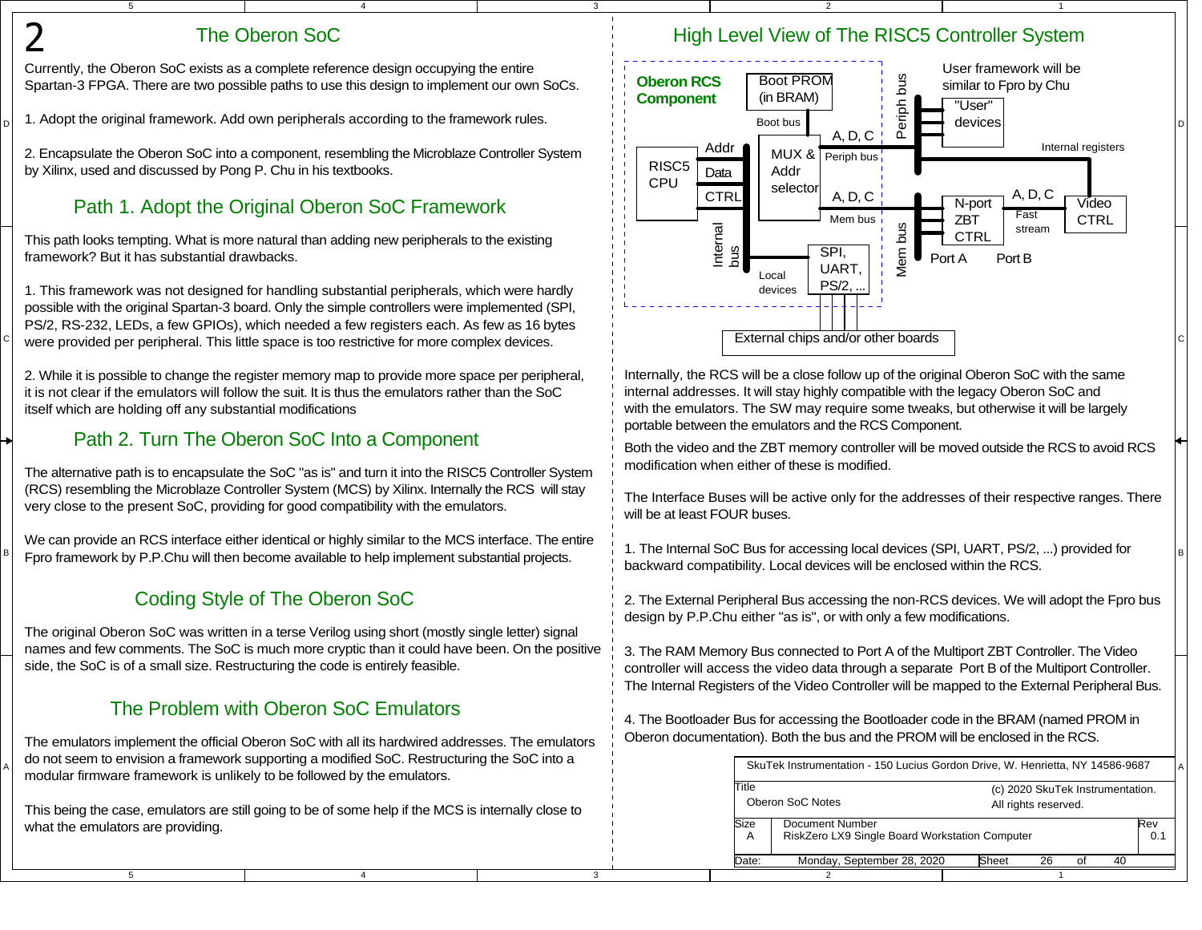# 2 The Oberon SoC

Currently, the Oberon SoC exists as a complete reference design occupying the entire Spartan-3 FPGA. There are two possible paths to use this design to implement our own SoCs.

1. Adopt the original framework. Add own peripherals according to the framework rules.

2. Encapsulate the Oberon SoC into a component, resembling the Microblaze Controller System by Xilinx, used and discussed by Pong P. Chu in his textbooks.

## Path 1. Adopt the Original Oberon SoC Framework

This path looks tempting. What is more natural than adding new peripherals to the existing framework? But it has substantial drawbacks.

1. This framework was not designed for handling substantial peripherals, which were hardly possible with the original Spartan-3 board. Only the simple controllers were implemented (SPI, PS/2, RS-232, LEDs, a few GPIOs), which needed a few registers each. As few as 16 bytes were provided per peripheral. This little space is too restrictive for more complex devices.

2. While it is possible to change the register memory map to provide more space per peripheral, it is not clear if the emulators will follow the suit. It is thus the emulators rather than the SoC itself which are holding off any substantial modifications

## Path 2. Turn The Oberon SoC Into a Component

The alternative path is to encapsulate the SoC "as is" and turn it into the RISC5 Controller System (RCS) resembling the Microblaze Controller System (MCS) by Xilinx. Internally the RCS will stay very close to the present SoC, providing for good compatibility with the emulators.

We can provide an RCS interface either identical or highly similar to the MCS interface. The entire Fpro framework by P.P.Chu will then become available to help implement substantial projects.

## Coding Style of The Oberon SoC

The original Oberon SoC was written in a terse Verilog using short (mostly single letter) signal names and few comments. The SoC is much more cryptic than it could have been. On the positive side, the SoC is of a small size. Restructuring the code is entirely feasible.

## The Problem with Oberon SoC Emulators

The emulators implement the official Oberon SoC with all its hardwired addresses. The emulators do not seem to envision a framework supporting a modified SoC. Restructuring the SoC into a modular firmware framework is unlikely to be followed by the emulators.

This being the case, emulators are still going to be of some help if the MCS is internally close to what the emulators are providing.

## High Level View of The RISC5 Controller System

Oberon RCS Component | Boot PROM (in BRAM) | Boot bus | RISC5 CPU | Addr | Data | CTRL | Internal bus | MUX & Addr selector | A, D, C | Periph bus | A, D, C | Mem bus | Local devices | SPI, UART, PS/2, ... | Periph bus | "User" devices | User framework will be similar to Fpro by Chu | Internal registers | Mem bus | N-port ZBT CTRL | Port A | Port B | A, D, C | Fast stream | Video CTRL | External chips and/or other boards

Internally, the RCS will be a close follow up of the original Oberon SoC with the same internal addresses. It will stay highly compatible with the legacy Oberon SoC and with the emulators. The SW may require some tweaks, but otherwise it will be largely portable between the emulators and the RCS Component.

Both the video and the ZBT memory controller will be moved outside the RCS to avoid RCS modification when either of these is modified.

The Interface Buses will be active only for the addresses of their respective ranges. There will be at least FOUR buses.

1. The Internal SoC Bus for accessing local devices (SPI, UART, PS/2, ...) provided for backward compatibility. Local devices will be enclosed within the RCS.

2. The External Peripheral Bus accessing the non-RCS devices. We will adopt the Fpro bus design by P.P.Chu either "as is", or with only a few modifications.

3. The RAM Memory Bus connected to Port A of the Multiport ZBT Controller. The Video controller will access the video data through a separate Port B of the Multiport Controller. The Internal Registers of the Video Controller will be mapped to the External Peripheral Bus.

4. The Bootloader Bus for accessing the Bootloader code in the BRAM (named PROM in Oberon documentation). Both the bus and the PROM will be enclosed in the RCS.

| SkuTek Instrumentation - 150 Lucius Gordon Drive, W. Henrietta, NY 14586-9687 | | |
|---|---|---|
| Title: Oberon SoC Notes | (c) 2020 SkuTek Instrumentation. All rights reserved. | |
| Size: A | Document Number: RiskZero LX9 Single Board Workstation Computer | Rev: 0.1 |
| Date: Monday, September 28, 2020 | Sheet 26 of 40 | |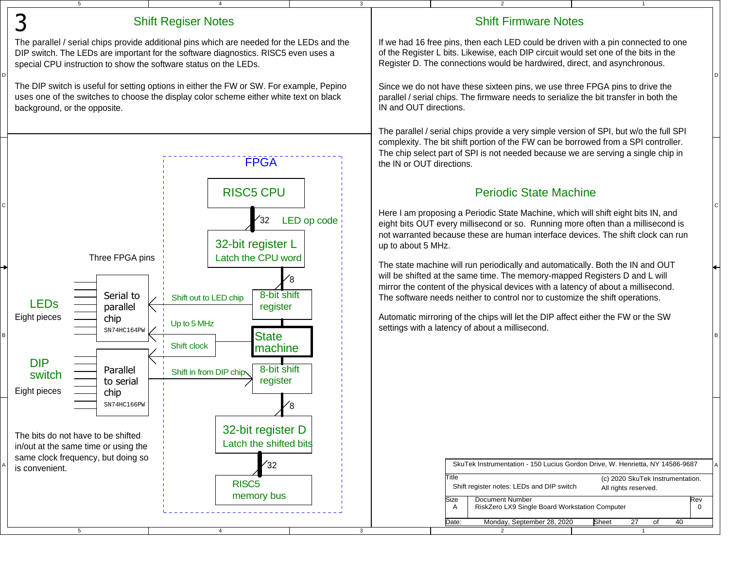# 3

## Shift Regiser Notes

The parallel / serial chips provide additional pins which are needed for the LEDs and the DIP switch. The LEDs are important for the software diagnostics. RISC5 even uses a special CPU instruction to show the software status on the LEDs.

The DIP switch is useful for setting options in either the FW or SW. For example, Pepino uses one of the switches to choose the display color scheme either white text on black background, or the opposite.

FPGA

RISC5 CPU

32 LED op code

32-bit register L
Latch the CPU word

Three FPGA pins

8

LEDs
Eight pieces

Serial to parallel chip
SN74HC164PW

Shift out to LED chip

8-bit shift register

Up to 5 MHz

State machine

Shift clock

DIP switch
Eight pieces

Parallel to serial chip
SN74HC166PW

Shift in from DIP chip

8-bit shift register

8

32-bit register D
Latch the shifted bits

32

RISC5 memory bus

The bits do not have to be shifted in/out at the same time or using the same clock frequency, but doing so is convenient.

## Shift Firmware Notes

If we had 16 free pins, then each LED could be driven with a pin connected to one of the Register L bits. Likewise, each DIP circuit would set one of the bits in the Register D. The connections would be hardwired, direct, and asynchronous.

Since we do not have these sixteen pins, we use three FPGA pins to drive the parallel / serial chips. The firmware needs to serialize the bit transfer in both the IN and OUT directions.

The parallel / serial chips provide a very simple version of SPI, but w/o the full SPI complexity. The bit shift portion of the FW can be borrowed from a SPI controller. The chip select part of SPI is not needed because we are serving a single chip in the IN or OUT directions.

## Periodic State Machine

Here I am proposing a Periodic State Machine, which will shift eight bits IN, and eight bits OUT every millisecond or so. Running more often than a millisecond is not warranted because these are human interface devices. The shift clock can run up to about 5 MHz.

The state machine will run periodically and automatically. Both the IN and OUT will be shifted at the same time. The memory-mapped Registers D and L will mirror the content of the physical devices with a latency of about a millisecond. The software needs neither to control nor to customize the shift operations.

Automatic mirroring of the chips will let the DIP affect either the FW or the SW settings with a latency of about a millisecond.

SkuTek Instrumentation - 150 Lucius Gordon Drive, W. Henrietta, NY 14586-9687

| Title | Shift register notes: LEDs and DIP switch | (c) 2020 SkuTek Instrumentation. All rights reserved. |
| --- | --- | --- |
| Size A | Document Number: RiskZero LX9 Single Board Workstation Computer | Rev 0 |
| Date: | Monday, September 28, 2020 | Sheet 27 of 40 |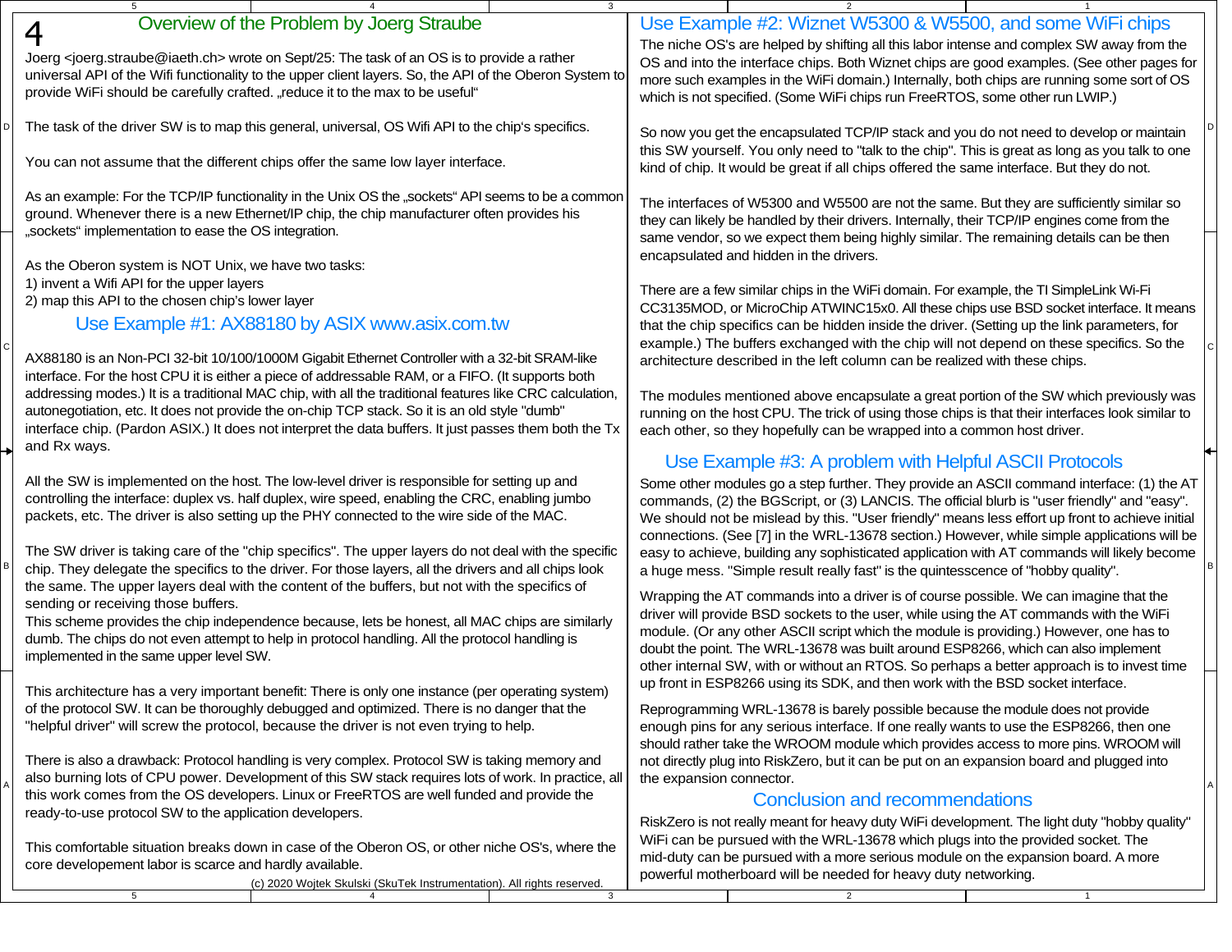# Overview of the Problem by Joerg Straube

Joerg <joerg.straube@iaeth.ch> wrote on Sept/25: The task of an OS is to provide a rather universal API of the Wifi functionality to the upper client layers. So, the API of the Oberon System to provide WiFi should be carefully crafted. „reduce it to the max to be useful"

The task of the driver SW is to map this general, universal, OS Wifi API to the chip's specifics.

You can not assume that the different chips offer the same low layer interface.

As an example: For the TCP/IP functionality in the Unix OS the „sockets" API seems to be a common ground. Whenever there is a new Ethernet/IP chip, the chip manufacturer often provides his „sockets" implementation to ease the OS integration.

As the Oberon system is NOT Unix, we have two tasks:
1) invent a Wifi API for the upper layers
2) map this API to the chosen chip's lower layer

## Use Example #1: AX88180 by ASIX www.asix.com.tw

AX88180 is an Non-PCI 32-bit 10/100/1000M Gigabit Ethernet Controller with a 32-bit SRAM-like interface. For the host CPU it is either a piece of addressable RAM, or a FIFO. (It supports both addressing modes.) It is a traditional MAC chip, with all the traditional features like CRC calculation, autonegotiation, etc. It does not provide the on-chip TCP stack. So it is an old style "dumb" interface chip. (Pardon ASIX.) It does not interpret the data buffers. It just passes them both the Tx and Rx ways.

All the SW is implemented on the host. The low-level driver is responsible for setting up and controlling the interface: duplex vs. half duplex, wire speed, enabling the CRC, enabling jumbo packets, etc. The driver is also setting up the PHY connected to the wire side of the MAC.

The SW driver is taking care of the "chip specifics". The upper layers do not deal with the specific chip. They delegate the specifics to the driver. For those layers, all the drivers and all chips look the same. The upper layers deal with the content of the buffers, but not with the specifics of sending or receiving those buffers.
This scheme provides the chip independence because, lets be honest, all MAC chips are similarly dumb. The chips do not even attempt to help in protocol handling. All the protocol handling is implemented in the same upper level SW.

This architecture has a very important benefit: There is only one instance (per operating system) of the protocol SW. It can be thoroughly debugged and optimized. There is no danger that the "helpful driver" will screw the protocol, because the driver is not even trying to help.

There is also a drawback: Protocol handling is very complex. Protocol SW is taking memory and also burning lots of CPU power. Development of this SW stack requires lots of work. In practice, all this work comes from the OS developers. Linux or FreeRTOS are well funded and provide the ready-to-use protocol SW to the application developers.

This comfortable situation breaks down in case of the Oberon OS, or other niche OS's, where the core developement labor is scarce and hardly available.

## Use Example #2: Wiznet W5300 & W5500, and some WiFi chips

The niche OS's are helped by shifting all this labor intense and complex SW away from the OS and into the interface chips. Both Wiznet chips are good examples. (See other pages for more such examples in the WiFi domain.) Internally, both chips are running some sort of OS which is not specified. (Some WiFi chips run FreeRTOS, some other run LWIP.)

So now you get the encapsulated TCP/IP stack and you do not need to develop or maintain this SW yourself. You only need to "talk to the chip". This is great as long as you talk to one kind of chip. It would be great if all chips offered the same interface. But they do not.

The interfaces of W5300 and W5500 are not the same. But they are sufficiently similar so they can likely be handled by their drivers. Internally, their TCP/IP engines come from the same vendor, so we expect them being highly similar. The remaining details can be then encapsulated and hidden in the drivers.

There are a few similar chips in the WiFi domain. For example, the TI SimpleLink Wi-Fi CC3135MOD, or MicroChip ATWINC15x0. All these chips use BSD socket interface. It means that the chip specifics can be hidden inside the driver. (Setting up the link parameters, for example.) The buffers exchanged with the chip will not depend on these specifics. So the architecture described in the left column can be realized with these chips.

The modules mentioned above encapsulate a great portion of the SW which previously was running on the host CPU. The trick of using those chips is that their interfaces look similar to each other, so they hopefully can be wrapped into a common host driver.

## Use Example #3: A problem with Helpful ASCII Protocols

Some other modules go a step further. They provide an ASCII command interface: (1) the AT commands, (2) the BGScript, or (3) LANCIS. The official blurb is "user friendly" and "easy". We should not be mislead by this. "User friendly" means less effort up front to achieve initial connections. (See [7] in the WRL-13678 section.) However, while simple applications will be easy to achieve, building any sophisticated application with AT commands will likely become a huge mess. "Simple result really fast" is the quintessence of "hobby quality".

Wrapping the AT commands into a driver is of course possible. We can imagine that the driver will provide BSD sockets to the user, while using the AT commands with the WiFi module. (Or any other ASCII script which the module is providing.) However, one has to doubt the point. The WRL-13678 was built around ESP8266, which can also implement other internal SW, with or without an RTOS. So perhaps a better approach is to invest time up front in ESP8266 using its SDK, and then work with the BSD socket interface.

Reprogramming WRL-13678 is barely possible because the module does not provide enough pins for any serious interface. If one really wants to use the ESP8266, then one should rather take the WROOM module which provides access to more pins. WROOM will not directly plug into RiskZero, but it can be put on an expansion board and plugged into the expansion connector.

## Conclusion and recommendations

RiskZero is not really meant for heavy duty WiFi development. The light duty "hobby quality" WiFi can be pursued with the WRL-13678 which plugs into the provided socket. The mid-duty can be pursued with a more serious module on the expansion board. A more powerful motherboard will be needed for heavy duty networking.

(c) 2020 Wojtek Skulski (SkuTek Instrumentation). All rights reserved.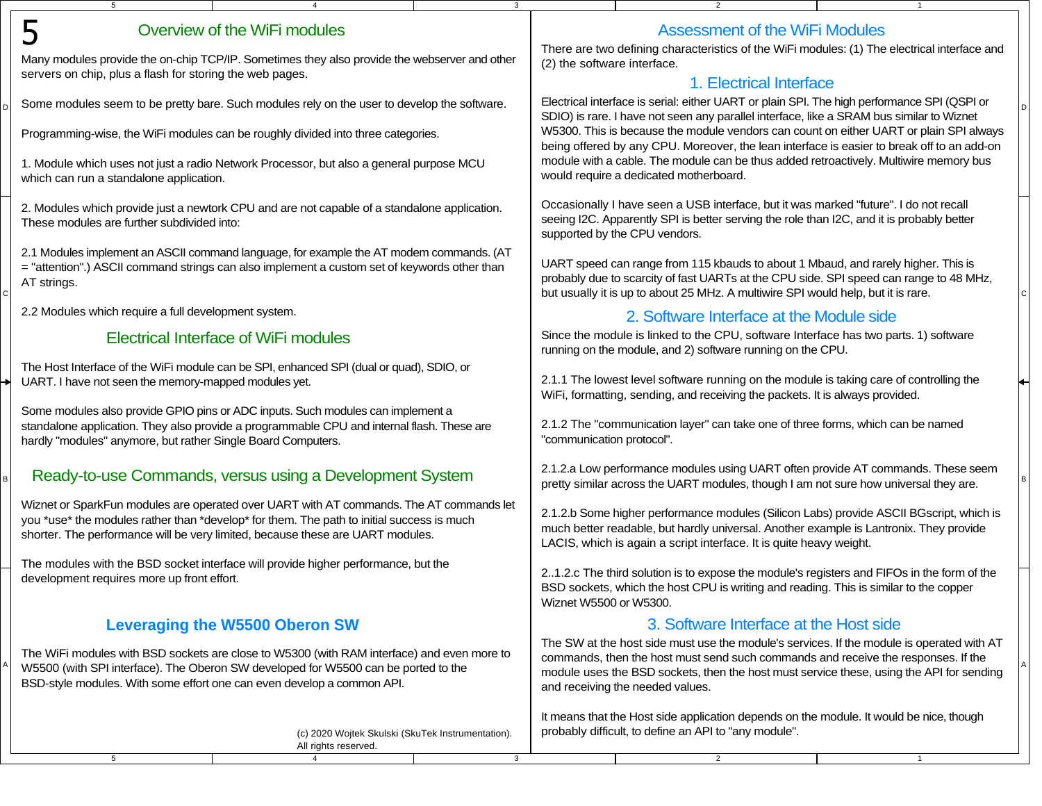# 5 Overview of the WiFi modules

Many modules provide the on-chip TCP/IP. Sometimes they also provide the webserver and other servers on chip, plus a flash for storing the web pages.

Some modules seem to be pretty bare. Such modules rely on the user to develop the software.

Programming-wise, the WiFi modules can be roughly divided into three categories.

1. Module which uses not just a radio Network Processor, but also a general purpose MCU which can run a standalone application.

2. Modules which provide just a newtork CPU and are not capable of a standalone application. These modules are further subdivided into:

2.1 Modules implement an ASCII command language, for example the AT modem commands. (AT = "attention".) ASCII command strings can also implement a custom set of keywords other than AT strings.

2.2 Modules which require a full development system.

## Electrical Interface of WiFi modules

The Host Interface of the WiFi module can be SPI, enhanced SPI (dual or quad), SDIO, or UART. I have not seen the memory-mapped modules yet.

Some modules also provide GPIO pins or ADC inputs. Such modules can implement a standalone application. They also provide a programmable CPU and internal flash. These are hardly "modules" anymore, but rather Single Board Computers.

## Ready-to-use Commands, versus using a Development System

Wiznet or SparkFun modules are operated over UART with AT commands. The AT commands let you *use* the modules rather than *develop* for them. The path to initial success is much shorter. The performance will be very limited, because these are UART modules.

The modules with the BSD socket interface will provide higher performance, but the development requires more up front effort.

## **Leveraging the W5500 Oberon SW**

The WiFi modules with BSD sockets are close to W5300 (with RAM interface) and even more to W5500 (with SPI interface). The Oberon SW developed for W5500 can be ported to the BSD-style modules. With some effort one can even develop a common API.

(c) 2020 Wojtek Skulski (SkuTek Instrumentation). All rights reserved.

## Assessment of the WiFi Modules

There are two defining characteristics of the WiFi modules: (1) The electrical interface and (2) the software interface.

### 1. Electrical Interface

Electrical interface is serial: either UART or plain SPI. The high performance SPI (QSPI or SDIO) is rare. I have not seen any parallel interface, like a SRAM bus similar to Wiznet W5300. This is because the module vendors can count on either UART or plain SPI always being offered by any CPU. Moreover, the lean interface is easier to break off to an add-on module with a cable. The module can be thus added retroactively. Multiwire memory bus would require a dedicated motherboard.

Occasionally I have seen a USB interface, but it was marked "future". I do not recall seeing I2C. Apparently SPI is better serving the role than I2C, and it is probably better supported by the CPU vendors.

UART speed can range from 115 kbauds to about 1 Mbaud, and rarely higher. This is probably due to scarcity of fast UARTs at the CPU side. SPI speed can range to 48 MHz, but usually it is up to about 25 MHz. A multiwire SPI would help, but it is rare.

### 2. Software Interface at the Module side

Since the module is linked to the CPU, software Interface has two parts. 1) software running on the module, and 2) software running on the CPU.

2.1.1 The lowest level software running on the module is taking care of controlling the WiFi, formatting, sending, and receiving the packets. It is always provided.

2.1.2 The "communication layer" can take one of three forms, which can be named "communication protocol".

2.1.2.a Low performance modules using UART often provide AT commands. These seem pretty similar across the UART modules, though I am not sure how universal they are.

2.1.2.b Some higher performance modules (Silicon Labs) provide ASCII BGscript, which is much better readable, but hardly universal. Another example is Lantronix. They provide LACIS, which is again a script interface. It is quite heavy weight.

2..1.2.c The third solution is to expose the module's registers and FIFOs in the form of the BSD sockets, which the host CPU is writing and reading. This is similar to the copper Wiznet W5500 or W5300.

### 3. Software Interface at the Host side

The SW at the host side must use the module's services. If the module is operated with AT commands, then the host must send such commands and receive the responses. If the module uses the BSD sockets, then the host must service these, using the API for sending and receiving the needed values.

It means that the Host side application depends on the module. It would be nice, though probably difficult, to define an API to "any module".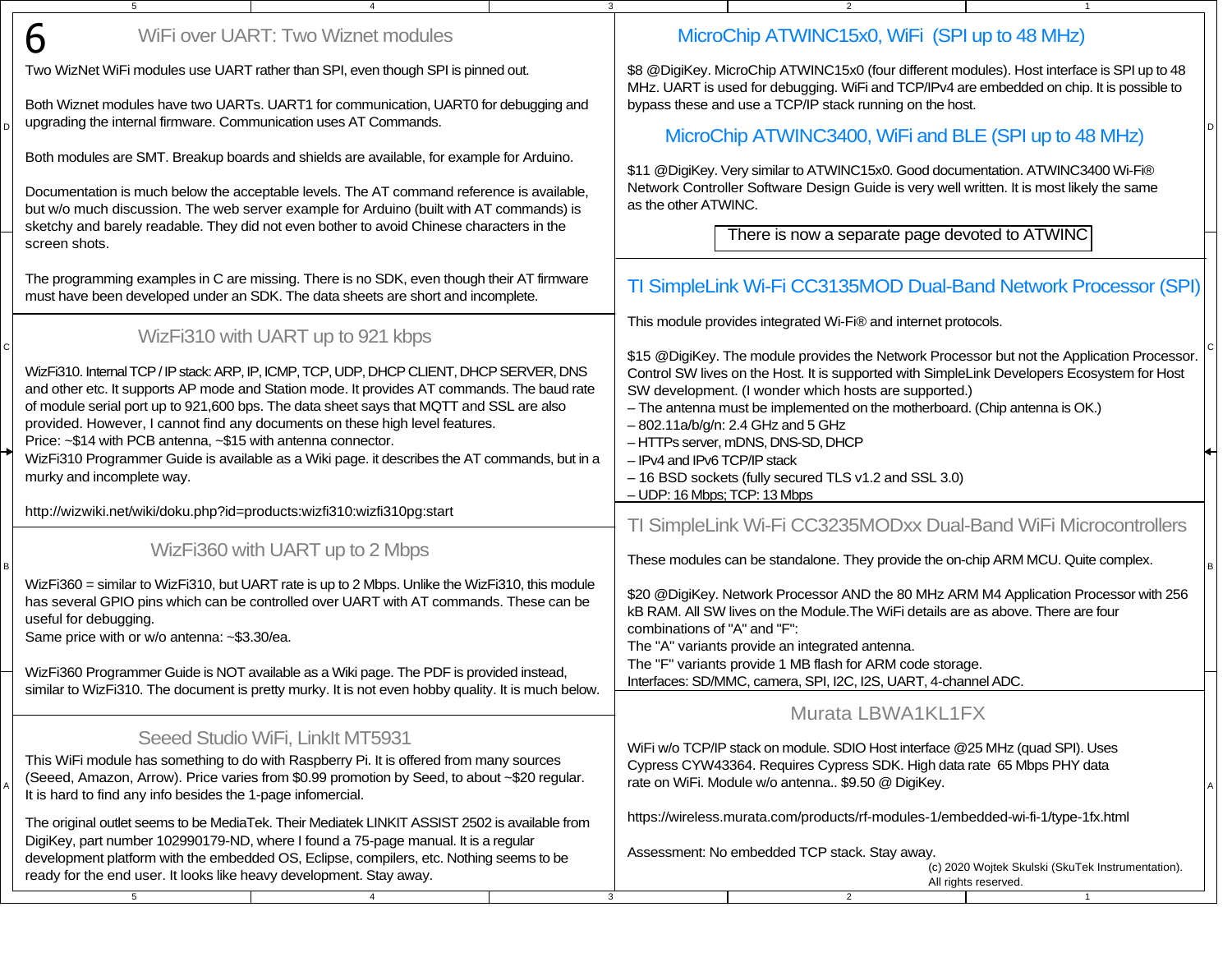# 6 WiFi over UART: Two Wiznet modules

Two WizNet WiFi modules use UART rather than SPI, even though SPI is pinned out.

Both Wiznet modules have two UARTs. UART1 for communication, UART0 for debugging and upgrading the internal firmware. Communication uses AT Commands.

Both modules are SMT. Breakup boards and shields are available, for example for Arduino.

Documentation is much below the acceptable levels. The AT command reference is available, but w/o much discussion. The web server example for Arduino (built with AT commands) is sketchy and barely readable. They did not even bother to avoid Chinese characters in the screen shots.

The programming examples in C are missing. There is no SDK, even though their AT firmware must have been developed under an SDK. The data sheets are short and incomplete.

## WizFi310 with UART up to 921 kbps

WizFi310. Internal TCP / IP stack: ARP, IP, ICMP, TCP, UDP, DHCP CLIENT, DHCP SERVER, DNS and other etc. It supports AP mode and Station mode. It provides AT commands. The baud rate of module serial port up to 921,600 bps. The data sheet says that MQTT and SSL are also provided. However, I cannot find any documents on these high level features.
Price: ~$14 with PCB antenna, ~$15 with antenna connector.
WizFi310 Programmer Guide is available as a Wiki page. it describes the AT commands, but in a murky and incomplete way.

http://wizwiki.net/wiki/doku.php?id=products:wizfi310:wizfi310pg:start

## WizFi360 with UART up to 2 Mbps

WizFi360 = similar to WizFi310, but UART rate is up to 2 Mbps. Unlike the WizFi310, this module has several GPIO pins which can be controlled over UART with AT commands. These can be useful for debugging.
Same price with or w/o antenna: ~$3.30/ea.

WizFi360 Programmer Guide is NOT available as a Wiki page. The PDF is provided instead, similar to WizFi310. The document is pretty murky. It is not even hobby quality. It is much below.

## Seeed Studio WiFi, LinkIt MT5931

This WiFi module has something to do with Raspberry Pi. It is offered from many sources (Seeed, Amazon, Arrow). Price varies from $0.99 promotion by Seed, to about ~$20 regular. It is hard to find any info besides the 1-page infomercial.

The original outlet seems to be MediaTek. Their Mediatek LINKIT ASSIST 2502 is available from DigiKey, part number 102990179-ND, where I found a 75-page manual. It is a regular development platform with the embedded OS, Eclipse, compilers, etc. Nothing seems to be ready for the end user. It looks like heavy development. Stay away.

## MicroChip ATWINC15x0, WiFi (SPI up to 48 MHz)

$8 @DigiKey. MicroChip ATWINC15x0 (four different modules). Host interface is SPI up to 48 MHz. UART is used for debugging. WiFi and TCP/IPv4 are embedded on chip. It is possible to bypass these and use a TCP/IP stack running on the host.

## MicroChip ATWINC3400, WiFi and BLE (SPI up to 48 MHz)

$11 @DigiKey. Very similar to ATWINC15x0. Good documentation. ATWINC3400 Wi-Fi® Network Controller Software Design Guide is very well written. It is most likely the same as the other ATWINC.

There is now a separate page devoted to ATWINC

## TI SimpleLink Wi-Fi CC3135MOD Dual-Band Network Processor (SPI)

This module provides integrated Wi-Fi® and internet protocols.

$15 @DigiKey. The module provides the Network Processor but not the Application Processor. Control SW lives on the Host. It is supported with SimpleLink Developers Ecosystem for Host SW development. (I wonder which hosts are supported.)
– The antenna must be implemented on the motherboard. (Chip antenna is OK.)
– 802.11a/b/g/n: 2.4 GHz and 5 GHz
– HTTPs server, mDNS, DNS-SD, DHCP
– IPv4 and IPv6 TCP/IP stack
– 16 BSD sockets (fully secured TLS v1.2 and SSL 3.0)
– UDP: 16 Mbps; TCP: 13 Mbps

## TI SimpleLink Wi-Fi CC3235MODxx Dual-Band WiFi Microcontrollers

These modules can be standalone. They provide the on-chip ARM MCU. Quite complex.

$20 @DigiKey. Network Processor AND the 80 MHz ARM M4 Application Processor with 256 kB RAM. All SW lives on the Module.The WiFi details are as above. There are four combinations of "A" and "F":
The "A" variants provide an integrated antenna.
The "F" variants provide 1 MB flash for ARM code storage.
Interfaces: SD/MMC, camera, SPI, I2C, I2S, UART, 4-channel ADC.

## Murata LBWA1KL1FX

WiFi w/o TCP/IP stack on module. SDIO Host interface @25 MHz (quad SPI). Uses Cypress CYW43364. Requires Cypress SDK. High data rate 65 Mbps PHY data rate on WiFi. Module w/o antenna.. $9.50 @ DigiKey.

https://wireless.murata.com/products/rf-modules-1/embedded-wi-fi-1/type-1fx.html

Assessment: No embedded TCP stack. Stay away.

(c) 2020 Wojtek Skulski (SkuTek Instrumentation). All rights reserved.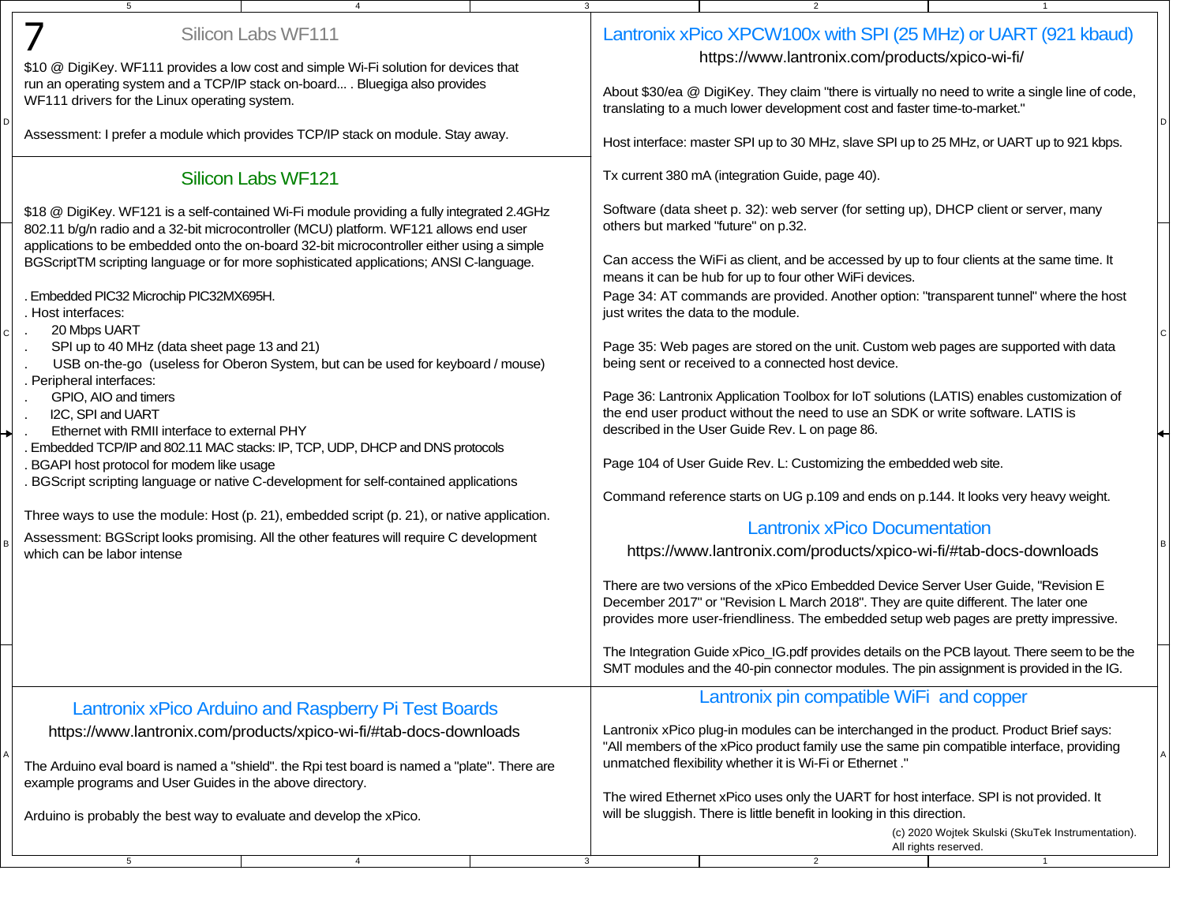7

## Silicon Labs WF111

$10 @ DigiKey. WF111 provides a low cost and simple Wi-Fi solution for devices that run an operating system and a TCP/IP stack on-board... . Bluegiga also provides WF111 drivers for the Linux operating system.

Assessment: I prefer a module which provides TCP/IP stack on module. Stay away.

## Silicon Labs WF121

$18 @ DigiKey. WF121 is a self-contained Wi-Fi module providing a fully integrated 2.4GHz 802.11 b/g/n radio and a 32-bit microcontroller (MCU) platform. WF121 allows end user applications to be embedded onto the on-board 32-bit microcontroller either using a simple BGScriptTM scripting language or for more sophisticated applications; ANSI C-language.

. Embedded PIC32 Microchip PIC32MX695H.
. Host interfaces:
.     20 Mbps UART
.     SPI up to 40 MHz (data sheet page 13 and 21)
.     USB on-the-go (useless for Oberon System, but can be used for keyboard / mouse)
. Peripheral interfaces:
.     GPIO, AIO and timers
.     I2C, SPI and UART
.     Ethernet with RMII interface to external PHY
. Embedded TCP/IP and 802.11 MAC stacks: IP, TCP, UDP, DHCP and DNS protocols
. BGAPI host protocol for modem like usage
. BGScript scripting language or native C-development for self-contained applications

Three ways to use the module: Host (p. 21), embedded script (p. 21), or native application.

Assessment: BGScript looks promising. All the other features will require C development which can be labor intense

## Lantronix xPico Arduino and Raspberry Pi Test Boards

https://www.lantronix.com/products/xpico-wi-fi/#tab-docs-downloads

The Arduino eval board is named a "shield". the Rpi test board is named a "plate". There are example programs and User Guides in the above directory.

Arduino is probably the best way to evaluate and develop the xPico.

## Lantronix xPico XPCW100x with SPI (25 MHz) or UART (921 kbaud)

https://www.lantronix.com/products/xpico-wi-fi/

About $30/ea @ DigiKey. They claim "there is virtually no need to write a single line of code, translating to a much lower development cost and faster time-to-market."

Host interface: master SPI up to 30 MHz, slave SPI up to 25 MHz, or UART up to 921 kbps.

Tx current 380 mA (integration Guide, page 40).

Software (data sheet p. 32): web server (for setting up), DHCP client or server, many others but marked "future" on p.32.

Can access the WiFi as client, and be accessed by up to four clients at the same time. It means it can be hub for up to four other WiFi devices.
Page 34: AT commands are provided. Another option: "transparent tunnel" where the host just writes the data to the module.

Page 35: Web pages are stored on the unit. Custom web pages are supported with data being sent or received to a connected host device.

Page 36: Lantronix Application Toolbox for IoT solutions (LATIS) enables customization of the end user product without the need to use an SDK or write software. LATIS is described in the User Guide Rev. L on page 86.

Page 104 of User Guide Rev. L: Customizing the embedded web site.

Command reference starts on UG p.109 and ends on p.144. It looks very heavy weight.

## Lantronix xPico Documentation

https://www.lantronix.com/products/xpico-wi-fi/#tab-docs-downloads

There are two versions of the xPico Embedded Device Server User Guide, "Revision E December 2017" or "Revision L March 2018". They are quite different. The later one provides more user-friendliness. The embedded setup web pages are pretty impressive.

The Integration Guide xPico_IG.pdf provides details on the PCB layout. There seem to be the SMT modules and the 40-pin connector modules. The pin assignment is provided in the IG.

## Lantronix pin compatible WiFi and copper

Lantronix xPico plug-in modules can be interchanged in the product. Product Brief says: "All members of the xPico product family use the same pin compatible interface, providing unmatched flexibility whether it is Wi-Fi or Ethernet ."

The wired Ethernet xPico uses only the UART for host interface. SPI is not provided. It will be sluggish. There is little benefit in looking in this direction.

(c) 2020 Wojtek Skulski (SkuTek Instrumentation). All rights reserved.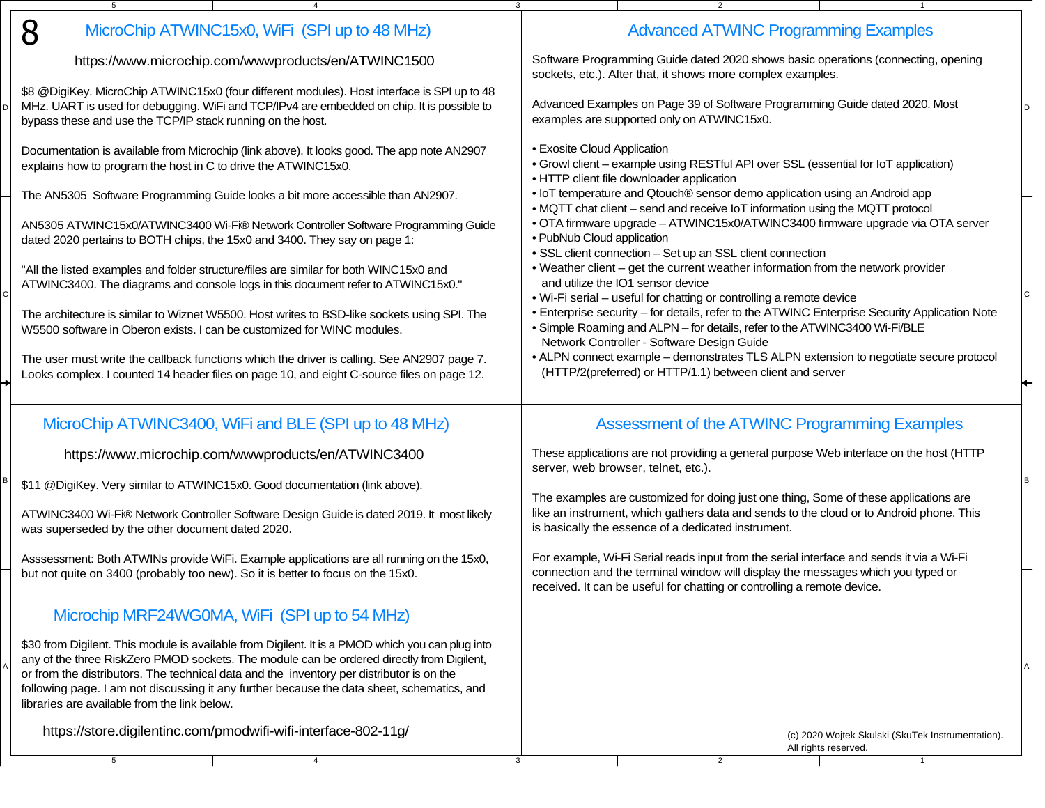# 8 MicroChip ATWINC15x0, WiFi (SPI up to 48 MHz)

https://www.microchip.com/wwwproducts/en/ATWINC1500

$8 @DigiKey. MicroChip ATWINC15x0 (four different modules). Host interface is SPI up to 48 MHz. UART is used for debugging. WiFi and TCP/IPv4 are embedded on chip. It is possible to bypass these and use the TCP/IP stack running on the host.

Documentation is available from Microchip (link above). It looks good. The app note AN2907 explains how to program the host in C to drive the ATWINC15x0.

The AN5305 Software Programming Guide looks a bit more accessible than AN2907.

AN5305 ATWINC15x0/ATWINC3400 Wi-Fi® Network Controller Software Programming Guide dated 2020 pertains to BOTH chips, the 15x0 and 3400. They say on page 1:

"All the listed examples and folder structure/files are similar for both WINC15x0 and ATWINC3400. The diagrams and console logs in this document refer to ATWINC15x0."

The architecture is similar to Wiznet W5500. Host writes to BSD-like sockets using SPI. The W5500 software in Oberon exists. I can be customized for WINC modules.

The user must write the callback functions which the driver is calling. See AN2907 page 7. Looks complex. I counted 14 header files on page 10, and eight C-source files on page 12.

## Advanced ATWINC Programming Examples

Software Programming Guide dated 2020 shows basic operations (connecting, opening sockets, etc.). After that, it shows more complex examples.

Advanced Examples on Page 39 of Software Programming Guide dated 2020. Most examples are supported only on ATWINC15x0.

- Exosite Cloud Application
- Growl client – example using RESTful API over SSL (essential for IoT application)
- HTTP client file downloader application
- IoT temperature and Qtouch® sensor demo application using an Android app
- MQTT chat client – send and receive IoT information using the MQTT protocol
- OTA firmware upgrade – ATWINC15x0/ATWINC3400 firmware upgrade via OTA server
- PubNub Cloud application
- SSL client connection – Set up an SSL client connection
- Weather client – get the current weather information from the network provider and utilize the IO1 sensor device
- Wi-Fi serial – useful for chatting or controlling a remote device
- Enterprise security – for details, refer to the ATWINC Enterprise Security Application Note
- Simple Roaming and ALPN – for details, refer to the ATWINC3400 Wi-Fi/BLE Network Controller - Software Design Guide
- ALPN connect example – demonstrates TLS ALPN extension to negotiate secure protocol (HTTP/2(preferred) or HTTP/1.1) between client and server

## MicroChip ATWINC3400, WiFi and BLE (SPI up to 48 MHz)

https://www.microchip.com/wwwproducts/en/ATWINC3400

$11 @DigiKey. Very similar to ATWINC15x0. Good documentation (link above).

ATWINC3400 Wi-Fi® Network Controller Software Design Guide is dated 2019. It most likely was superseded by the other document dated 2020.

Asssessment: Both ATWINs provide WiFi. Example applications are all running on the 15x0, but not quite on 3400 (probably too new). So it is better to focus on the 15x0.

## Assessment of the ATWINC Programming Examples

These applications are not providing a general purpose Web interface on the host (HTTP server, web browser, telnet, etc.).

The examples are customized for doing just one thing, Some of these applications are like an instrument, which gathers data and sends to the cloud or to Android phone. This is basically the essence of a dedicated instrument.

For example, Wi-Fi Serial reads input from the serial interface and sends it via a Wi-Fi connection and the terminal window will display the messages which you typed or received. It can be useful for chatting or controlling a remote device.

## Microchip MRF24WG0MA, WiFi (SPI up to 54 MHz)

$30 from Digilent. This module is available from Digilent. It is a PMOD which you can plug into any of the three RiskZero PMOD sockets. The module can be ordered directly from Digilent, or from the distributors. The technical data and the inventory per distributor is on the following page. I am not discussing it any further because the data sheet, schematics, and libraries are available from the link below.

https://store.digilentinc.com/pmodwifi-wifi-interface-802-11g/

(c) 2020 Wojtek Skulski (SkuTek Instrumentation). All rights reserved.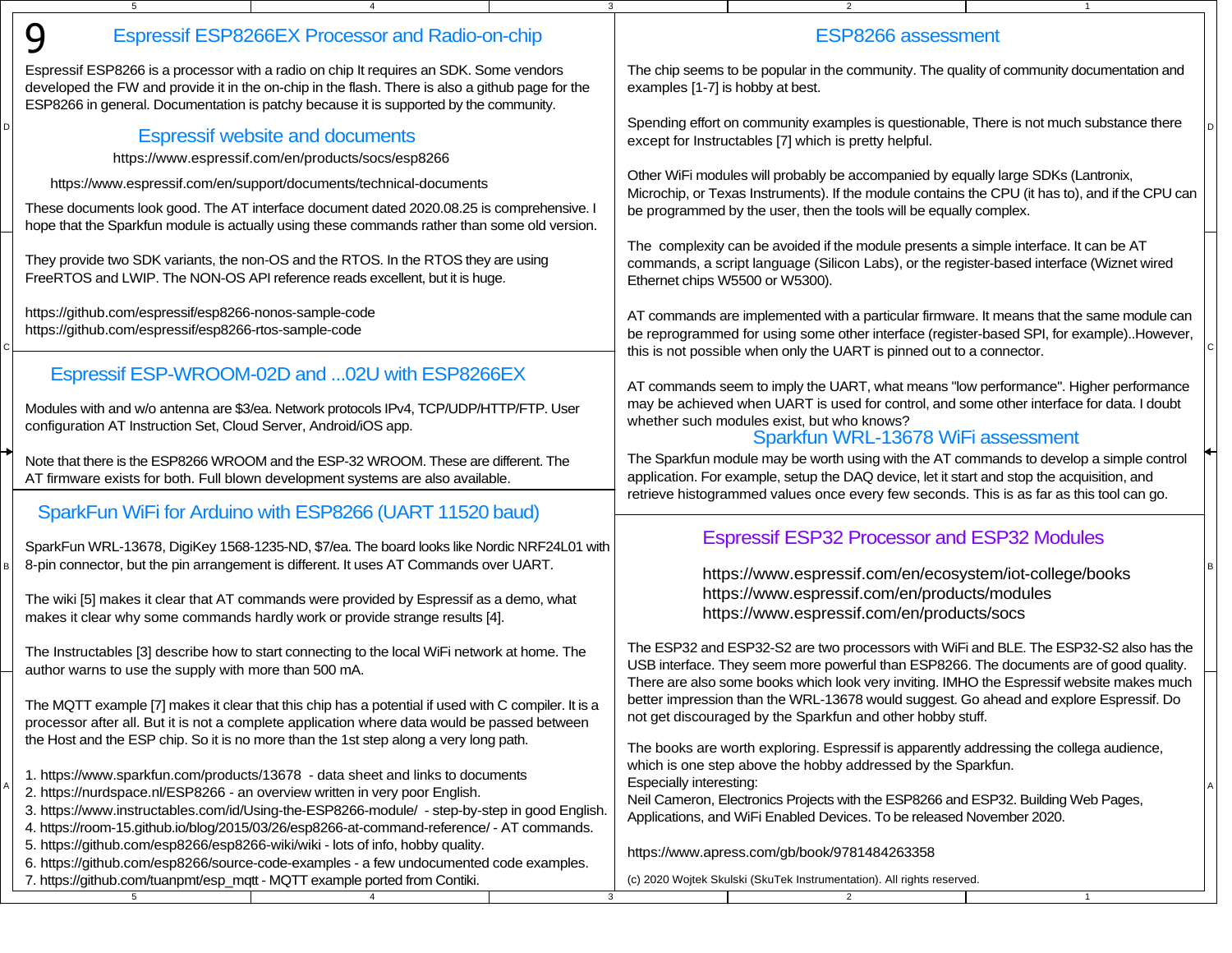# 9 Espressif ESP8266EX Processor and Radio-on-chip

Espressif ESP8266 is a processor with a radio on chip It requires an SDK. Some vendors developed the FW and provide it in the on-chip in the flash. There is also a github page for the ESP8266 in general. Documentation is patchy because it is supported by the community.

## Espressif website and documents

https://www.espressif.com/en/products/socs/esp8266

https://www.espressif.com/en/support/documents/technical-documents

These documents look good. The AT interface document dated 2020.08.25 is comprehensive. I hope that the Sparkfun module is actually using these commands rather than some old version.

They provide two SDK variants, the non-OS and the RTOS. In the RTOS they are using FreeRTOS and LWIP. The NON-OS API reference reads excellent, but it is huge.

https://github.com/espressif/esp8266-nonos-sample-code
https://github.com/espressif/esp8266-rtos-sample-code

## Espressif ESP-WROOM-02D and ...02U with ESP8266EX

Modules with and w/o antenna are $3/ea. Network protocols IPv4, TCP/UDP/HTTP/FTP. User configuration AT Instruction Set, Cloud Server, Android/iOS app.

Note that there is the ESP8266 WROOM and the ESP-32 WROOM. These are different. The AT firmware exists for both. Full blown development systems are also available.

## SparkFun WiFi for Arduino with ESP8266 (UART 11520 baud)

SparkFun WRL-13678, DigiKey 1568-1235-ND, $7/ea. The board looks like Nordic NRF24L01 with 8-pin connector, but the pin arrangement is different. It uses AT Commands over UART.

The wiki [5] makes it clear that AT commands were provided by Espressif as a demo, what makes it clear why some commands hardly work or provide strange results [4].

The Instructables [3] describe how to start connecting to the local WiFi network at home. The author warns to use the supply with more than 500 mA.

The MQTT example [7] makes it clear that this chip has a potential if used with C compiler. It is a processor after all. But it is not a complete application where data would be passed between the Host and the ESP chip. So it is no more than the 1st step along a very long path.

1. https://www.sparkfun.com/products/13678 - data sheet and links to documents
2. https://nurdspace.nl/ESP8266 - an overview written in very poor English.
3. https://www.instructables.com/id/Using-the-ESP8266-module/ - step-by-step in good English.
4. https://room-15.github.io/blog/2015/03/26/esp8266-at-command-reference/ - AT commands.
5. https://github.com/esp8266/esp8266-wiki/wiki - lots of info, hobby quality.
6. https://github.com/esp8266/source-code-examples - a few undocumented code examples.
7. https://github.com/tuanpmt/esp_mqtt - MQTT example ported from Contiki.

## ESP8266 assessment

The chip seems to be popular in the community. The quality of community documentation and examples [1-7] is hobby at best.

Spending effort on community examples is questionable, There is not much substance there except for Instructables [7] which is pretty helpful.

Other WiFi modules will probably be accompanied by equally large SDKs (Lantronix, Microchip, or Texas Instruments). If the module contains the CPU (it has to), and if the CPU can be programmed by the user, then the tools will be equally complex.

The complexity can be avoided if the module presents a simple interface. It can be AT commands, a script language (Silicon Labs), or the register-based interface (Wiznet wired Ethernet chips W5500 or W5300).

AT commands are implemented with a particular firmware. It means that the same module can be reprogrammed for using some other interface (register-based SPI, for example)..However, this is not possible when only the UART is pinned out to a connector.

AT commands seem to imply the UART, what means "low performance". Higher performance may be achieved when UART is used for control, and some other interface for data. I doubt whether such modules exist, but who knows?

## Sparkfun WRL-13678 WiFi assessment

The Sparkfun module may be worth using with the AT commands to develop a simple control application. For example, setup the DAQ device, let it start and stop the acquisition, and retrieve histogrammed values once every few seconds. This is as far as this tool can go.

## Espressif ESP32 Processor and ESP32 Modules

https://www.espressif.com/en/ecosystem/iot-college/books
https://www.espressif.com/en/products/modules
https://www.espressif.com/en/products/socs

The ESP32 and ESP32-S2 are two processors with WiFi and BLE. The ESP32-S2 also has the USB interface. They seem more powerful than ESP8266. The documents are of good quality. There are also some books which look very inviting. IMHO the Espressif website makes much better impression than the WRL-13678 would suggest. Go ahead and explore Espressif. Do not get discouraged by the Sparkfun and other hobby stuff.

The books are worth exploring. Espressif is apparently addressing the collega audience, which is one step above the hobby addressed by the Sparkfun.
Especially interesting:
Neil Cameron, Electronics Projects with the ESP8266 and ESP32. Building Web Pages, Applications, and WiFi Enabled Devices. To be released November 2020.

https://www.apress.com/gb/book/9781484263358

(c) 2020 Wojtek Skulski (SkuTek Instrumentation). All rights reserved.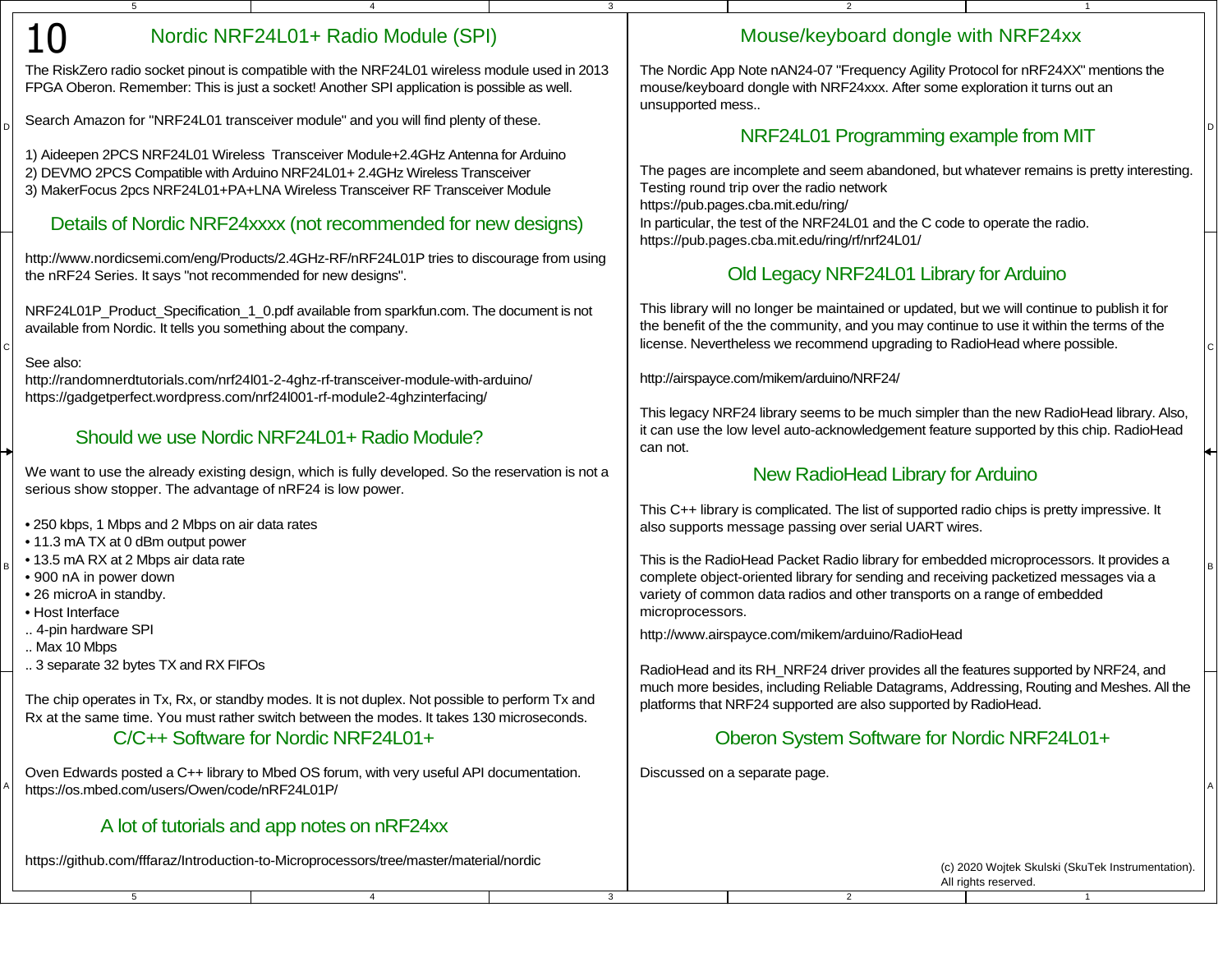# 10 Nordic NRF24L01+ Radio Module (SPI)

The RiskZero radio socket pinout is compatible with the NRF24L01 wireless module used in 2013 FPGA Oberon. Remember: This is just a socket! Another SPI application is possible as well.

Search Amazon for "NRF24L01 transceiver module" and you will find plenty of these.

1) Aideepen 2PCS NRF24L01 Wireless Transceiver Module+2.4GHz Antenna for Arduino
2) DEVMO 2PCS Compatible with Arduino NRF24L01+ 2.4GHz Wireless Transceiver
3) MakerFocus 2pcs NRF24L01+PA+LNA Wireless Transceiver RF Transceiver Module

## Details of Nordic NRF24xxxx (not recommended for new designs)

http://www.nordicsemi.com/eng/Products/2.4GHz-RF/nRF24L01P tries to discourage from using the nRF24 Series. It says "not recommended for new designs".

NRF24L01P_Product_Specification_1_0.pdf available from sparkfun.com. The document is not available from Nordic. It tells you something about the company.

See also:
http://randomnerdtutorials.com/nrf24l01-2-4ghz-rf-transceiver-module-with-arduino/
https://gadgetperfect.wordpress.com/nrf24l001-rf-module2-4ghzinterfacing/

## Should we use Nordic NRF24L01+ Radio Module?

We want to use the already existing design, which is fully developed. So the reservation is not a serious show stopper. The advantage of nRF24 is low power.

- 250 kbps, 1 Mbps and 2 Mbps on air data rates
- 11.3 mA TX at 0 dBm output power
- 13.5 mA RX at 2 Mbps air data rate
- 900 nA in power down
- 26 microA in standby.
- Host Interface
  - .. 4-pin hardware SPI
  - .. Max 10 Mbps
  - .. 3 separate 32 bytes TX and RX FIFOs

The chip operates in Tx, Rx, or standby modes. It is not duplex. Not possible to perform Tx and Rx at the same time. You must rather switch between the modes. It takes 130 microseconds.

## C/C++ Software for Nordic NRF24L01+

Oven Edwards posted a C++ library to Mbed OS forum, with very useful API documentation.
https://os.mbed.com/users/Owen/code/nRF24L01P/

## A lot of tutorials and app notes on nRF24xx

https://github.com/fffaraz/Introduction-to-Microprocessors/tree/master/material/nordic

## Mouse/keyboard dongle with NRF24xx

The Nordic App Note nAN24-07 "Frequency Agility Protocol for nRF24XX" mentions the mouse/keyboard dongle with NRF24xxx. After some exploration it turns out an unsupported mess..

## NRF24L01 Programming example from MIT

The pages are incomplete and seem abandoned, but whatever remains is pretty interesting.
Testing round trip over the radio network
https://pub.pages.cba.mit.edu/ring/
In particular, the test of the NRF24L01 and the C code to operate the radio.
https://pub.pages.cba.mit.edu/ring/rf/nrf24L01/

## Old Legacy NRF24L01 Library for Arduino

This library will no longer be maintained or updated, but we will continue to publish it for the benefit of the the community, and you may continue to use it within the terms of the license. Nevertheless we recommend upgrading to RadioHead where possible.

http://airspayce.com/mikem/arduino/NRF24/

This legacy NRF24 library seems to be much simpler than the new RadioHead library. Also, it can use the low level auto-acknowledgement feature supported by this chip. RadioHead can not.

## New RadioHead Library for Arduino

This C++ library is complicated. The list of supported radio chips is pretty impressive. It also supports message passing over serial UART wires.

This is the RadioHead Packet Radio library for embedded microprocessors. It provides a complete object-oriented library for sending and receiving packetized messages via a variety of common data radios and other transports on a range of embedded microprocessors.

http://www.airspayce.com/mikem/arduino/RadioHead

RadioHead and its RH_NRF24 driver provides all the features supported by NRF24, and much more besides, including Reliable Datagrams, Addressing, Routing and Meshes. All the platforms that NRF24 supported are also supported by RadioHead.

## Oberon System Software for Nordic NRF24L01+

Discussed on a separate page.

(c) 2020 Wojtek Skulski (SkuTek Instrumentation). All rights reserved.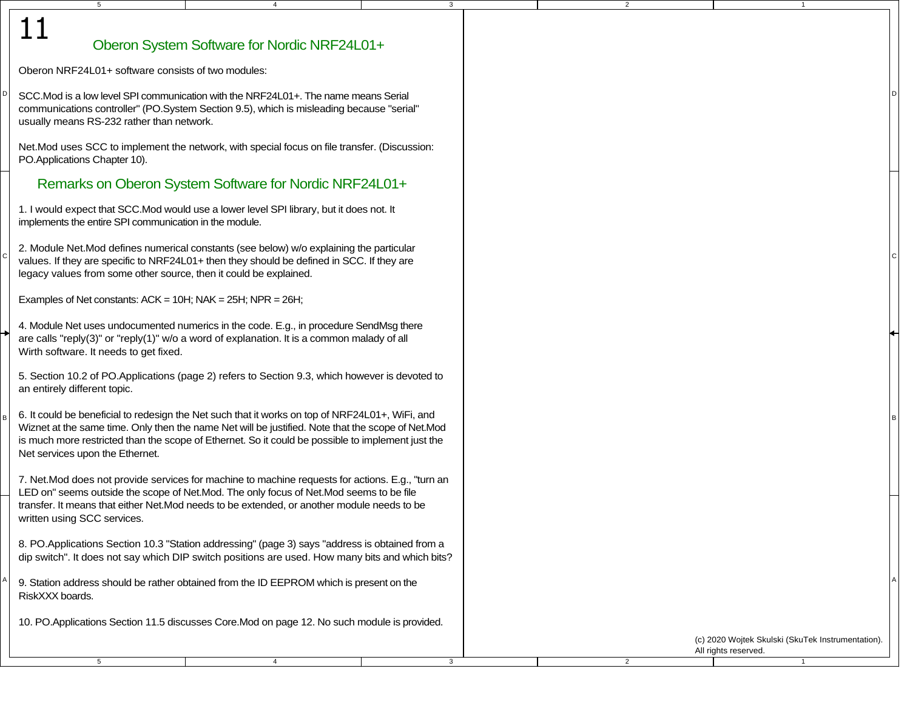# 11 Oberon System Software for Nordic NRF24L01+

Oberon NRF24L01+ software consists of two modules:

SCC.Mod is a low level SPI communication with the NRF24L01+. The name means Serial communications controller" (PO.System Section 9.5), which is misleading because "serial" usually means RS-232 rather than network.

Net.Mod uses SCC to implement the network, with special focus on file transfer. (Discussion: PO.Applications Chapter 10).

## Remarks on Oberon System Software for Nordic NRF24L01+

1. I would expect that SCC.Mod would use a lower level SPI library, but it does not. It implements the entire SPI communication in the module.

2. Module Net.Mod defines numerical constants (see below) w/o explaining the particular values. If they are specific to NRF24L01+ then they should be defined in SCC. If they are legacy values from some other source, then it could be explained.

Examples of Net constants: ACK = 10H; NAK = 25H; NPR = 26H;

4. Module Net uses undocumented numerics in the code. E.g., in procedure SendMsg there are calls "reply(3)" or "reply(1)" w/o a word of explanation. It is a common malady of all Wirth software. It needs to get fixed.

5. Section 10.2 of PO.Applications (page 2) refers to Section 9.3, which however is devoted to an entirely different topic.

6. It could be beneficial to redesign the Net such that it works on top of NRF24L01+, WiFi, and Wiznet at the same time. Only then the name Net will be justified. Note that the scope of Net.Mod is much more restricted than the scope of Ethernet. So it could be possible to implement just the Net services upon the Ethernet.

7. Net.Mod does not provide services for machine to machine requests for actions. E.g., "turn an LED on" seems outside the scope of Net.Mod. The only focus of Net.Mod seems to be file transfer. It means that either Net.Mod needs to be extended, or another module needs to be written using SCC services.

8. PO.Applications Section 10.3 "Station addressing" (page 3) says "address is obtained from a dip switch". It does not say which DIP switch positions are used. How many bits and which bits?

9. Station address should be rather obtained from the ID EEPROM which is present on the RiskXXX boards.

10. PO.Applications Section 11.5 discusses Core.Mod on page 12. No such module is provided.

(c) 2020 Wojtek Skulski (SkuTek Instrumentation). All rights reserved.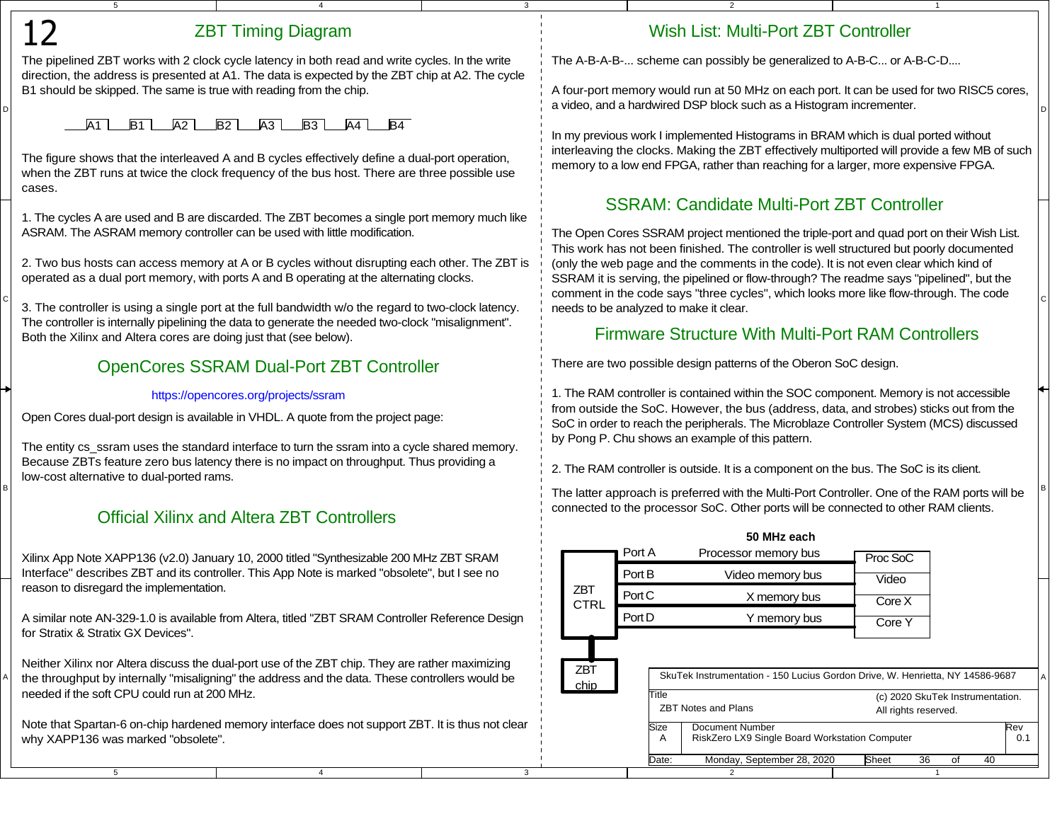# 12

## ZBT Timing Diagram

The pipelined ZBT works with 2 clock cycle latency in both read and write cycles. In the write direction, the address is presented at A1. The data is expected by the ZBT chip at A2. The cycle B1 should be skipped. The same is true with reading from the chip.

A1 B1 A2 B2 A3 B3 A4 B4

The figure shows that the interleaved A and B cycles effectively define a dual-port operation, when the ZBT runs at twice the clock frequency of the bus host. There are three possible use cases.

1. The cycles A are used and B are discarded. The ZBT becomes a single port memory much like ASRAM. The ASRAM memory controller can be used with little modification.

2. Two bus hosts can access memory at A or B cycles without disrupting each other. The ZBT is operated as a dual port memory, with ports A and B operating at the alternating clocks.

3. The controller is using a single port at the full bandwidth w/o the regard to two-clock latency. The controller is internally pipelining the data to generate the needed two-clock "misalignment". Both the Xilinx and Altera cores are doing just that (see below).

## OpenCores SSRAM Dual-Port ZBT Controller

https://opencores.org/projects/ssram

Open Cores dual-port design is available in VHDL. A quote from the project page:

The entity cs_ssram uses the standard interface to turn the ssram into a cycle shared memory. Because ZBTs feature zero bus latency there is no impact on throughput. Thus providing a low-cost alternative to dual-ported rams.

## Official Xilinx and Altera ZBT Controllers

Xilinx App Note XAPP136 (v2.0) January 10, 2000 titled "Synthesizable 200 MHz ZBT SRAM Interface" describes ZBT and its controller. This App Note is marked "obsolete", but I see no reason to disregard the implementation.

A similar note AN-329-1.0 is available from Altera, titled "ZBT SRAM Controller Reference Design for Stratix & Stratix GX Devices".

Neither Xilinx nor Altera discuss the dual-port use of the ZBT chip. They are rather maximizing the throughput by internally "misaligning" the address and the data. These controllers would be needed if the soft CPU could run at 200 MHz.

Note that Spartan-6 on-chip hardened memory interface does not support ZBT. It is thus not clear why XAPP136 was marked "obsolete".

## Wish List: Multi-Port ZBT Controller

The A-B-A-B-... scheme can possibly be generalized to A-B-C... or A-B-C-D....

A four-port memory would run at 50 MHz on each port. It can be used for two RISC5 cores, a video, and a hardwired DSP block such as a Histogram incrementer.

In my previous work I implemented Histograms in BRAM which is dual ported without interleaving the clocks. Making the ZBT effectively multiported will provide a few MB of such memory to a low end FPGA, rather than reaching for a larger, more expensive FPGA.

## SSRAM: Candidate Multi-Port ZBT Controller

The Open Cores SSRAM project mentioned the triple-port and quad port on their Wish List. This work has not been finished. The controller is well structured but poorly documented (only the web page and the comments in the code). It is not even clear which kind of SSRAM it is serving, the pipelined or flow-through? The readme says "pipelined", but the comment in the code says "three cycles", which looks more like flow-through. The code needs to be analyzed to make it clear.

## Firmware Structure With Multi-Port RAM Controllers

There are two possible design patterns of the Oberon SoC design.

1. The RAM controller is contained within the SOC component. Memory is not accessible from outside the SoC. However, the bus (address, data, and strobes) sticks out from the SoC in order to reach the peripherals. The Microblaze Controller System (MCS) discussed by Pong P. Chu shows an example of this pattern.

2. The RAM controller is outside. It is a component on the bus. The SoC is its client.

The latter approach is preferred with the Multi-Port Controller. One of the RAM ports will be connected to the processor SoC. Other ports will be connected to other RAM clients.

**50 MHz each**

| ZBT CTRL port | Bus | Client |
|---|---|---|
| Port A | Processor memory bus | Proc SoC |
| Port B | Video memory bus | Video |
| Port C | X memory bus | Core X |
| Port D | Y memory bus | Core Y |

ZBT CTRL — ZBT chip

SkuTek Instrumentation - 150 Lucius Gordon Drive, W. Henrietta, NY 14586-9687

Title: ZBT Notes and Plans — (c) 2020 SkuTek Instrumentation. All rights reserved.

Size: A — Document Number: RiskZero LX9 Single Board Workstation Computer — Rev: 0.1

Date: Monday, September 28, 2020 — Sheet 36 of 40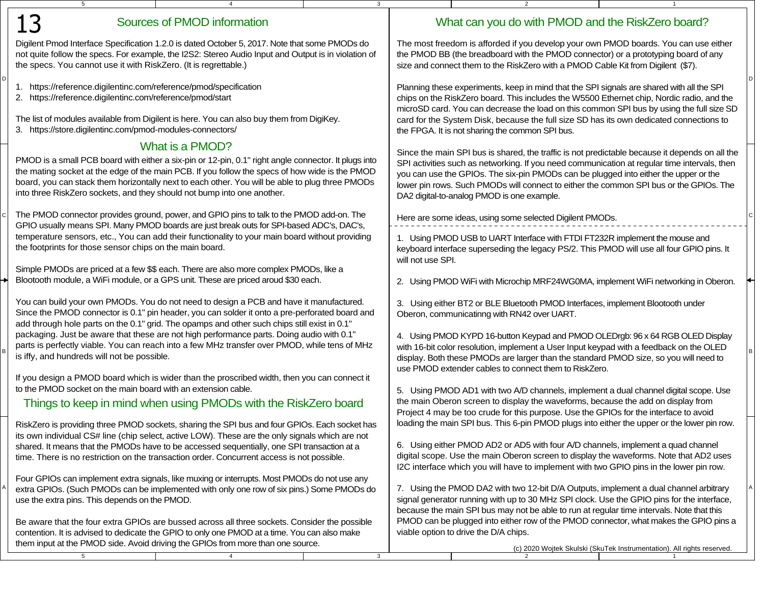# 13

## Sources of PMOD information

Digilent Pmod Interface Specification 1.2.0 is dated October 5, 2017. Note that some PMODs do not quite follow the specs. For example, the I2S2: Stereo Audio Input and Output is in violation of the specs. You cannot use it with RiskZero. (It is regrettable.)

1. https://reference.digilentinc.com/reference/pmod/specification
2. https://reference.digilentinc.com/reference/pmod/start

The list of modules available from Digilent is here. You can also buy them from DigiKey.

3. https://store.digilentinc.com/pmod-modules-connectors/

## What is a PMOD?

PMOD is a small PCB board with either a six-pin or 12-pin, 0.1" right angle connector. It plugs into the mating socket at the edge of the main PCB. If you follow the specs of how wide is the PMOD board, you can stack them horizontally next to each other. You will be able to plug three PMODs into three RiskZero sockets, and they should not bump into one another.

The PMOD connector provides ground, power, and GPIO pins to talk to the PMOD add-on. The GPIO usually means SPI. Many PMOD boards are just break outs for SPI-based ADC's, DAC's, temperature sensors, etc., You can add their functionality to your main board without providing the footprints for those sensor chips on the main board.

Simple PMODs are priced at a few $$ each. There are also more complex PMODs, like a Blootooth module, a WiFi module, or a GPS unit. These are priced aroud $30 each.

You can build your own PMODs. You do not need to design a PCB and have it manufactured. Since the PMOD connector is 0.1" pin header, you can solder it onto a pre-perforated board and add through hole parts on the 0.1" grid. The opamps and other such chips still exist in 0.1" packaging. Just be aware that these are not high performance parts. Doing audio with 0.1" parts is perfectly viable. You can reach into a few MHz transfer over PMOD, while tens of MHz is iffy, and hundreds will not be possible.

If you design a PMOD board which is wider than the proscribed width, then you can connect it to the PMOD socket on the main board with an extension cable.

## Things to keep in mind when using PMODs with the RiskZero board

RiskZero is providing three PMOD sockets, sharing the SPI bus and four GPIOs. Each socket has its own individual CS# line (chip select, active LOW). These are the only signals which are not shared. It means that the PMODs have to be accessed sequentially, one SPI transaction at a time. There is no restriction on the transaction order. Concurrent access is not possible.

Four GPIOs can implement extra signals, like muxing or interrupts. Most PMODs do not use any extra GPIOs. (Such PMODs can be implemented with only one row of six pins.) Some PMODs do use the extra pins. This depends on the PMOD.

Be aware that the four extra GPIOs are bussed across all three sockets. Consider the possible contention. It is advised to dedicate the GPIO to only one PMOD at a time. You can also make them input at the PMOD side. Avoid driving the GPIOs from more than one source.

## What can you do with PMOD and the RiskZero board?

The most freedom is afforded if you develop your own PMOD boards. You can use either the PMOD BB (the breadboard with the PMOD connector) or a prototyping board of any size and connect them to the RiskZero with a PMOD Cable Kit from Digilent ($7).

Planning these experiments, keep in mind that the SPI signals are shared with all the SPI chips on the RiskZero board. This includes the W5500 Ethernet chip, Nordic radio, and the microSD card. You can decrease the load on this common SPI bus by using the full size SD card for the System Disk, because the full size SD has its own dedicated connections to the FPGA. It is not sharing the common SPI bus.

Since the main SPI bus is shared, the traffic is not predictable because it depends on all the SPI activities such as networking. If you need communication at regular time intervals, then you can use the GPIOs. The six-pin PMODs can be plugged into either the upper or the lower pin rows. Such PMODs will connect to either the common SPI bus or the GPIOs. The DA2 digital-to-analog PMOD is one example.

Here are some ideas, using some selected Digilent PMODs.

1. Using PMOD USB to UART Interface with FTDI FT232R implement the mouse and keyboard interface superseding the legacy PS/2. This PMOD will use all four GPIO pins. It will not use SPI.

2. Using PMOD WiFi with Microchip MRF24WG0MA, implement WiFi networking in Oberon.

3. Using either BT2 or BLE Bluetooth PMOD Interfaces, implement Blootooth under Oberon, communicatinng with RN42 over UART.

4. Using PMOD KYPD 16-button Keypad and PMOD OLEDrgb: 96 x 64 RGB OLED Display with 16-bit color resolution, implement a User Input keypad with a feedback on the OLED display. Both these PMODs are larger than the standard PMOD size, so you will need to use PMOD extender cables to connect them to RiskZero.

5. Using PMOD AD1 with two A/D channels, implement a dual channel digital scope. Use the main Oberon screen to display the waveforms, because the add on display from Project 4 may be too crude for this purpose. Use the GPIOs for the interface to avoid loading the main SPI bus. This 6-pin PMOD plugs into either the upper or the lower pin row.

6. Using either PMOD AD2 or AD5 with four A/D channels, implement a quad channel digital scope. Use the main Oberon screen to display the waveforms. Note that AD2 uses I2C interface which you will have to implement with two GPIO pins in the lower pin row.

7. Using the PMOD DA2 with two 12-bit D/A Outputs, implement a dual channel arbitrary signal generator running with up to 30 MHz SPI clock. Use the GPIO pins for the interface, because the main SPI bus may not be able to run at regular time intervals. Note that this PMOD can be plugged into either row of the PMOD connector, what makes the GPIO pins a viable option to drive the D/A chips.

(c) 2020 Wojtek Skulski (SkuTek Instrumentation). All rights reserved.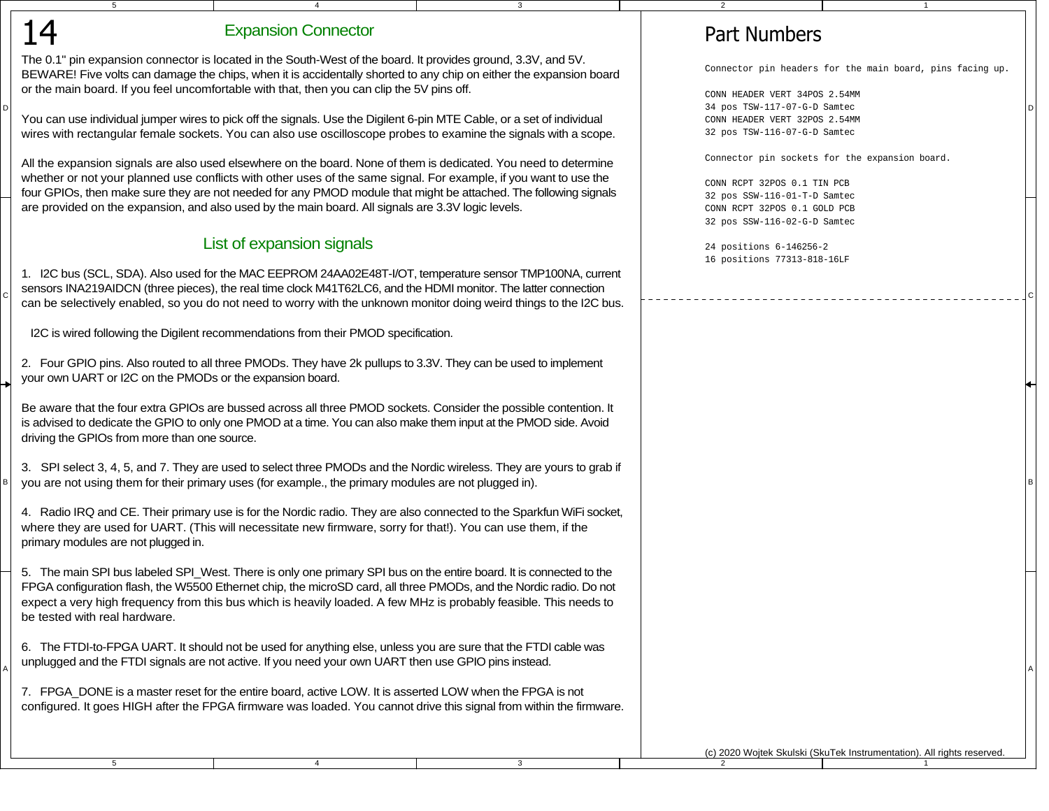# 14 Expansion Connector

The 0.1" pin expansion connector is located in the South-West of the board. It provides ground, 3.3V, and 5V. BEWARE! Five volts can damage the chips, when it is accidentally shorted to any chip on either the expansion board or the main board. If you feel uncomfortable with that, then you can clip the 5V pins off.

You can use individual jumper wires to pick off the signals. Use the Digilent 6-pin MTE Cable, or a set of individual wires with rectangular female sockets. You can also use oscilloscope probes to examine the signals with a scope.

All the expansion signals are also used elsewhere on the board. None of them is dedicated. You need to determine whether or not your planned use conflicts with other uses of the same signal. For example, if you want to use the four GPIOs, then make sure they are not needed for any PMOD module that might be attached. The following signals are provided on the expansion, and also used by the main board. All signals are 3.3V logic levels.

## List of expansion signals

1. I2C bus (SCL, SDA). Also used for the MAC EEPROM 24AA02E48T-I/OT, temperature sensor TMP100NA, current sensors INA219AIDCN (three pieces), the real time clock M41T62LC6, and the HDMI monitor. The latter connection can be selectively enabled, so you do not need to worry with the unknown monitor doing weird things to the I2C bus.

   I2C is wired following the Digilent recommendations from their PMOD specification.

2. Four GPIO pins. Also routed to all three PMODs. They have 2k pullups to 3.3V. They can be used to implement your own UART or I2C on the PMODs or the expansion board.

Be aware that the four extra GPIOs are bussed across all three PMOD sockets. Consider the possible contention. It is advised to dedicate the GPIO to only one PMOD at a time. You can also make them input at the PMOD side. Avoid driving the GPIOs from more than one source.

3. SPI select 3, 4, 5, and 7. They are used to select three PMODs and the Nordic wireless. They are yours to grab if you are not using them for their primary uses (for example., the primary modules are not plugged in).

4. Radio IRQ and CE. Their primary use is for the Nordic radio. They are also connected to the Sparkfun WiFi socket, where they are used for UART. (This will necessitate new firmware, sorry for that!). You can use them, if the primary modules are not plugged in.

5. The main SPI bus labeled SPI_West. There is only one primary SPI bus on the entire board. It is connected to the FPGA configuration flash, the W5500 Ethernet chip, the microSD card, all three PMODs, and the Nordic radio. Do not expect a very high frequency from this bus which is heavily loaded. A few MHz is probably feasible. This needs to be tested with real hardware.

6. The FTDI-to-FPGA UART. It should not be used for anything else, unless you are sure that the FTDI cable was unplugged and the FTDI signals are not active. If you need your own UART then use GPIO pins instead.

7. FPGA_DONE is a master reset for the entire board, active LOW. It is asserted LOW when the FPGA is not configured. It goes HIGH after the FPGA firmware was loaded. You cannot drive this signal from within the firmware.

## Part Numbers

```
Connector pin headers for the main board, pins facing up.

CONN HEADER VERT 34POS 2.54MM
34 pos TSW-117-07-G-D Samtec
CONN HEADER VERT 32POS 2.54MM
32 pos TSW-116-07-G-D Samtec

Connector pin sockets for the expansion board.

CONN RCPT 32POS 0.1 TIN PCB
32 pos SSW-116-01-T-D Samtec
CONN RCPT 32POS 0.1 GOLD PCB
32 pos SSW-116-02-G-D Samtec

24 positions 6-146256-2
16 positions 77313-818-16LF
```

(c) 2020 Wojtek Skulski (SkuTek Instrumentation). All rights reserved.